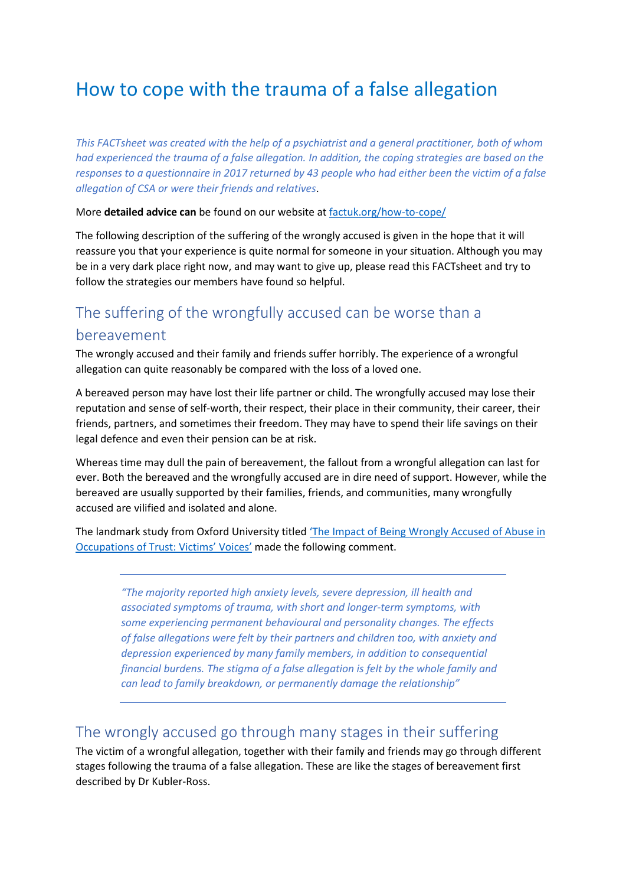# How to cope with the trauma of a false allegation

*This FACTsheet was created with the help of a psychiatrist and a general practitioner, both of whom had experienced the trauma of a false allegation. In addition, the coping strategies are based on the responses to a questionnaire in 2017 returned by 43 people who had either been the victim of a false allegation of CSA or were their friends and relatives*.

More **detailed advice can** be found on our website at [factuk.org/how-to-cope/](factuk.org/how-to-cope/)

The following description of the suffering of the wrongly accused is given in the hope that it will reassure you that your experience is quite normal for someone in your situation. Although you may be in a very dark place right now, and may want to give up, please read this FACTsheet and try to follow the strategies our members have found so helpful.

## The suffering of the wrongfully accused can be worse than a bereavement

The wrongly accused and their family and friends suffer horribly. The experience of a wrongful allegation can quite reasonably be compared with the loss of a loved one.

A bereaved person may have lost their life partner or child. The wrongfully accused may lose their reputation and sense of self-worth, their respect, their place in their community, their career, their friends, partners, and sometimes their freedom. They may have to spend their life savings on their legal defence and even their pension can be at risk.

Whereas time may dull the pain of bereavement, the fallout from a wrongful allegation can last for ever. Both the bereaved and the wrongfully accused are in dire need of support. However, while the bereaved are usually supported by their families, friends, and communities, many wrongfully accused are vilified and isolated and alone.

The landmark study from Oxford University titled 'The Impact of Being Wrongly Accused of Abuse in Occupations of Trust: Victims' Voices' made the following comment.

> *"The majority reported high anxiety levels, severe depression, ill health and associated symptoms of trauma, with short and longer-term symptoms, with some experiencing permanent behavioural and personality changes. The effects of false allegations were felt by their partners and children too, with anxiety and depression experienced by many family members, in addition to consequential financial burdens. The stigma of a false allegation is felt by the whole family and can lead to family breakdown, or permanently damage the relationship"*

## The wrongly accused go through many stages in their suffering

The victim of a wrongful allegation, together with their family and friends may go through different stages following the trauma of a false allegation. These are like the stages of bereavement first described by Dr Kubler-Ross.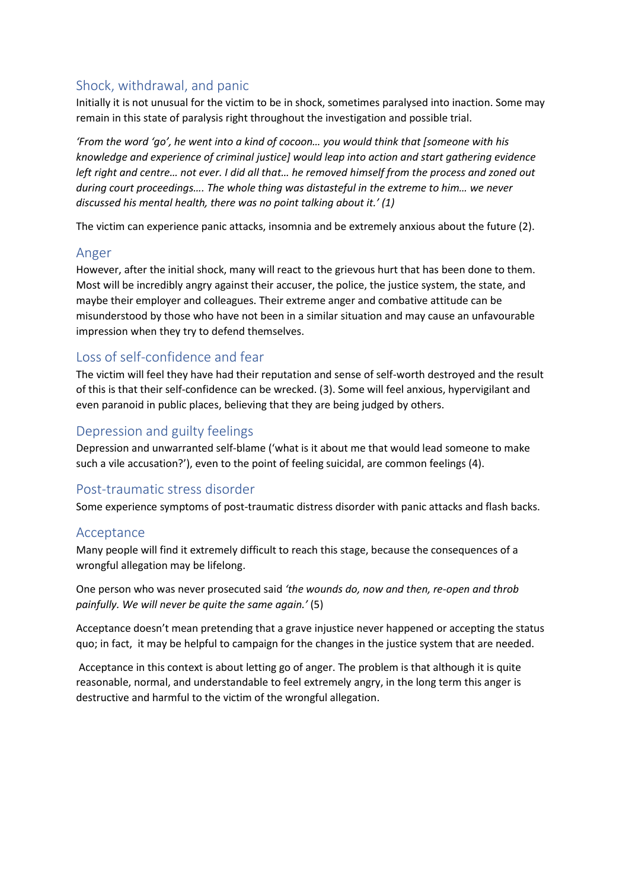## Shock, withdrawal, and panic

Initially it is not unusual for the victim to be in shock, sometimes paralysed into inaction. Some may remain in this state of paralysis right throughout the investigation and possible trial.

*'From the word 'go', he went into a kind of cocoon… you would think that [someone with his knowledge and experience of criminal justice] would leap into action and start gathering evidence left right and centre… not ever. I did all that… he removed himself from the process and zoned out during court proceedings…. The whole thing was distasteful in the extreme to him… we never discussed his mental health, there was no point talking about it.' (1)*

The victim can experience panic attacks, insomnia and be extremely anxious about the future (2).

## Anger

However, after the initial shock, many will react to the grievous hurt that has been done to them. Most will be incredibly angry against their accuser, the police, the justice system, the state, and maybe their employer and colleagues. Their extreme anger and combative attitude can be misunderstood by those who have not been in a similar situation and may cause an unfavourable impression when they try to defend themselves.

## Loss of self-confidence and fear

The victim will feel they have had their reputation and sense of self-worth destroyed and the result of this is that their self-confidence can be wrecked. (3). Some will feel anxious, hypervigilant and even paranoid in public places, believing that they are being judged by others.

## Depression and guilty feelings

Depression and unwarranted self-blame ('what is it about me that would lead someone to make such a vile accusation?'), even to the point of feeling suicidal, are common feelings (4).

## Post-traumatic stress disorder

Some experience symptoms of post-traumatic distress disorder with panic attacks and flash backs.

## Acceptance

Many people will find it extremely difficult to reach this stage, because the consequences of a wrongful allegation may be lifelong.

One person who was never prosecuted said *'the wounds do, now and then, re-open and throb painfully. We will never be quite the same again.'* (5)

Acceptance doesn't mean pretending that a grave injustice never happened or accepting the status quo; in fact, it may be helpful to campaign for the changes in the justice system that are needed.

Acceptance in this context is about letting go of anger. The problem is that although it is quite reasonable, normal, and understandable to feel extremely angry, in the long term this anger is destructive and harmful to the victim of the wrongful allegation.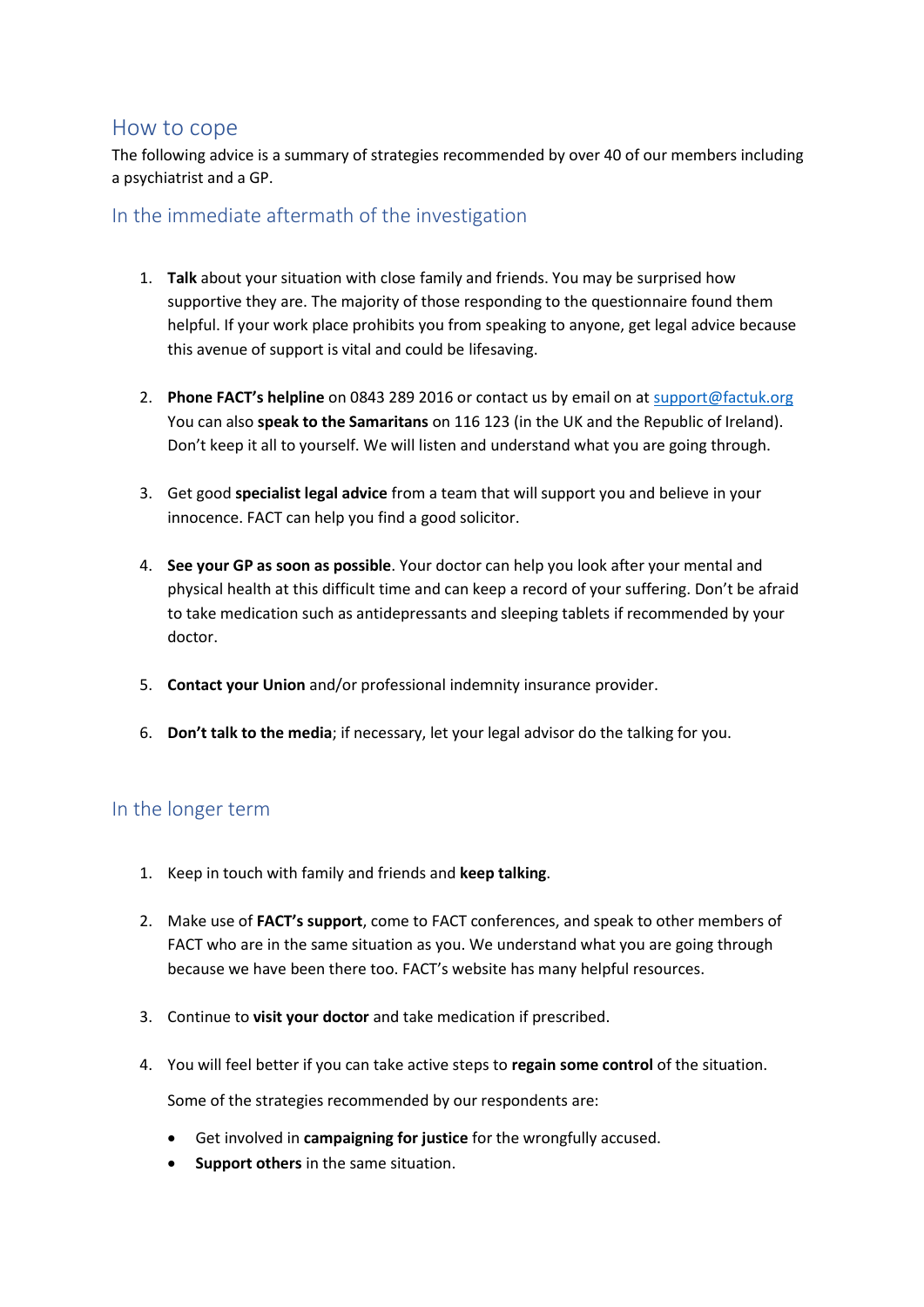## How to cope

The following advice is a summary of strategies recommended by over 40 of our members including a psychiatrist and a GP.

### In the immediate aftermath of the investigation

1. **Talk** about your situation with close family and friends. You may be surprised how supportive they are. The majority of those responding to the questionnaire found them helpful. If your work place prohibits you from speaking to anyone, get legal advice because this avenue of support is vital and could be lifesaving.

2. **Phone FACT's helpline** on 0843 289 2016 or contact us by email on at support@factuk.org You can also **speak to the Samaritans** on 116 123 (in the UK and the Republic of Ireland). Don't keep it all to yourself. We will listen and understand what you are going through.

3. Get good **specialist legal advice** from a team that will support you and believe in your innocence. FACT can help you find a good solicitor.

4. **See your GP as soon as possible**. Your doctor can help you look after your mental and physical health at this difficult time and can keep a record of your suffering. Don't be afraid to take medication such as antidepressants and sleeping tablets if recommended by your doctor.

5. **Contact your Union** and/or professional indemnity insurance provider.

6. **Don't talk to the media**; if necessary, let your legal advisor do the talking for you.

### In the longer term

1. Keep in touch with family and friends and **keep talking**.

2. Make use of **FACT's support**, come to FACT conferences, and speak to other members of FACT who are in the same situation as you. We understand what you are going through because we have been there too. FACT's website has many helpful resources.

3. Continue to **visit your doctor** and take medication if prescribed.

4. You will feel better if you can take active steps to **regain some control** of the situation.

   Some of the strategies recommended by our respondents are:

   - Get involved in **campaigning for justice** for the wrongfully accused.
   - **Support others** in the same situation.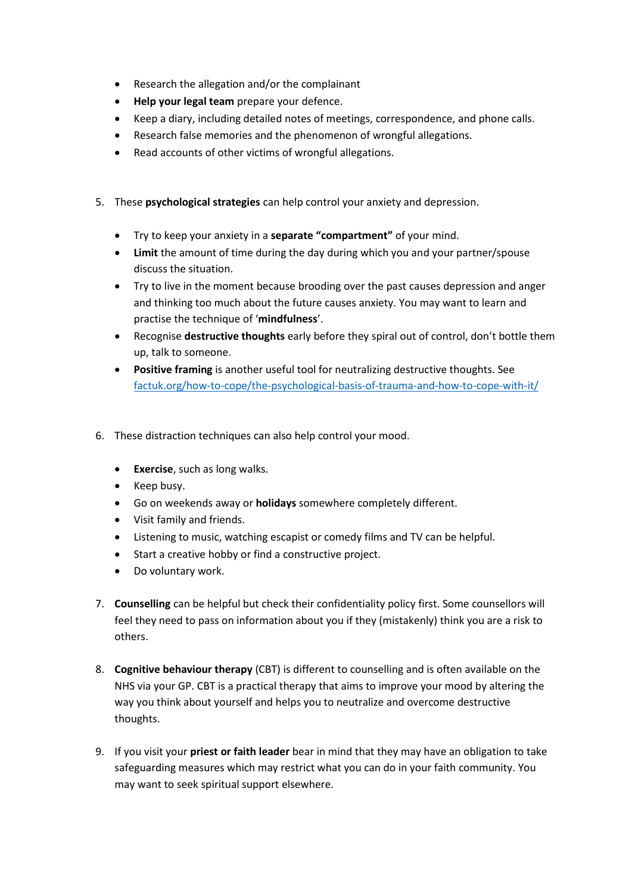- Research the allegation and/or the complainant
- **Help your legal team** prepare your defence.
- Keep a diary, including detailed notes of meetings, correspondence, and phone calls.
- Research false memories and the phenomenon of wrongful allegations.
- Read accounts of other victims of wrongful allegations.

5. These **psychological strategies** can help control your anxiety and depression.

    - Try to keep your anxiety in a **separate "compartment"** of your mind.
    - **Limit** the amount of time during the day during which you and your partner/spouse discuss the situation.
    - Try to live in the moment because brooding over the past causes depression and anger and thinking too much about the future causes anxiety. You may want to learn and practise the technique of '**mindfulness**'.
    - Recognise **destructive thoughts** early before they spiral out of control, don't bottle them up, talk to someone.
    - **Positive framing** is another useful tool for neutralizing destructive thoughts. See [factuk.org/how-to-cope/the-psychological-basis-of-trauma-and-how-to-cope-with-it/](factuk.org/how-to-cope/the-psychological-basis-of-trauma-and-how-to-cope-with-it/)

6. These distraction techniques can also help control your mood.

    - **Exercise**, such as long walks.
    - Keep busy.
    - Go on weekends away or **holidays** somewhere completely different.
    - Visit family and friends.
    - Listening to music, watching escapist or comedy films and TV can be helpful.
    - Start a creative hobby or find a constructive project.
    - Do voluntary work.

7. **Counselling** can be helpful but check their confidentiality policy first. Some counsellors will feel they need to pass on information about you if they (mistakenly) think you are a risk to others.

8. **Cognitive behaviour therapy** (CBT) is different to counselling and is often available on the NHS via your GP. CBT is a practical therapy that aims to improve your mood by altering the way you think about yourself and helps you to neutralize and overcome destructive thoughts.

9. If you visit your **priest or faith leader** bear in mind that they may have an obligation to take safeguarding measures which may restrict what you can do in your faith community. You may want to seek spiritual support elsewhere.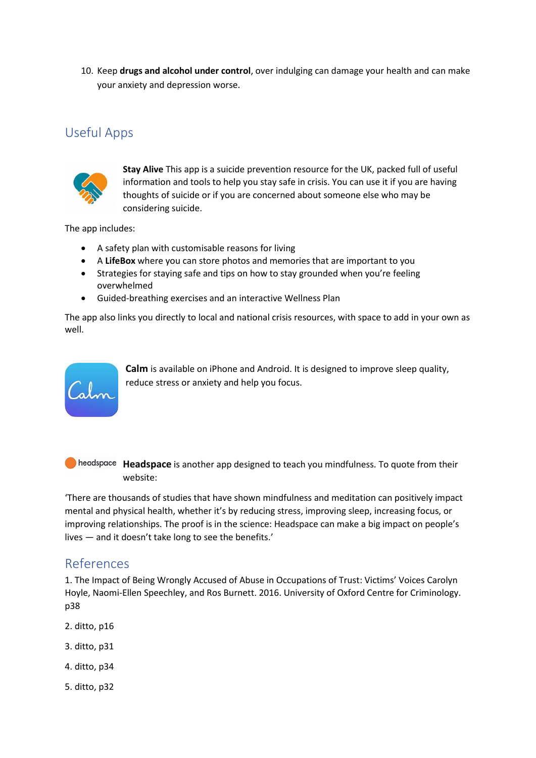10. Keep **drugs and alcohol under control**, over indulging can damage your health and can make your anxiety and depression worse.

## Useful Apps

**Stay Alive** This app is a suicide prevention resource for the UK, packed full of useful information and tools to help you stay safe in crisis. You can use it if you are having thoughts of suicide or if you are concerned about someone else who may be considering suicide.

The app includes:

- A safety plan with customisable reasons for living
- A **LifeBox** where you can store photos and memories that are important to you
- Strategies for staying safe and tips on how to stay grounded when you're feeling overwhelmed
- Guided-breathing exercises and an interactive Wellness Plan

The app also links you directly to local and national crisis resources, with space to add in your own as well.

**Calm** is available on iPhone and Android. It is designed to improve sleep quality, reduce stress or anxiety and help you focus.

headspace **Headspace** is another app designed to teach you mindfulness. To quote from their website:

'There are thousands of studies that have shown mindfulness and meditation can positively impact mental and physical health, whether it's by reducing stress, improving sleep, increasing focus, or improving relationships. The proof is in the science: Headspace can make a big impact on people's lives — and it doesn't take long to see the benefits.'

## References

1. The Impact of Being Wrongly Accused of Abuse in Occupations of Trust: Victims' Voices Carolyn Hoyle, Naomi-Ellen Speechley, and Ros Burnett. 2016. University of Oxford Centre for Criminology. p38

2. ditto, p16

3. ditto, p31

4. ditto, p34

5. ditto, p32